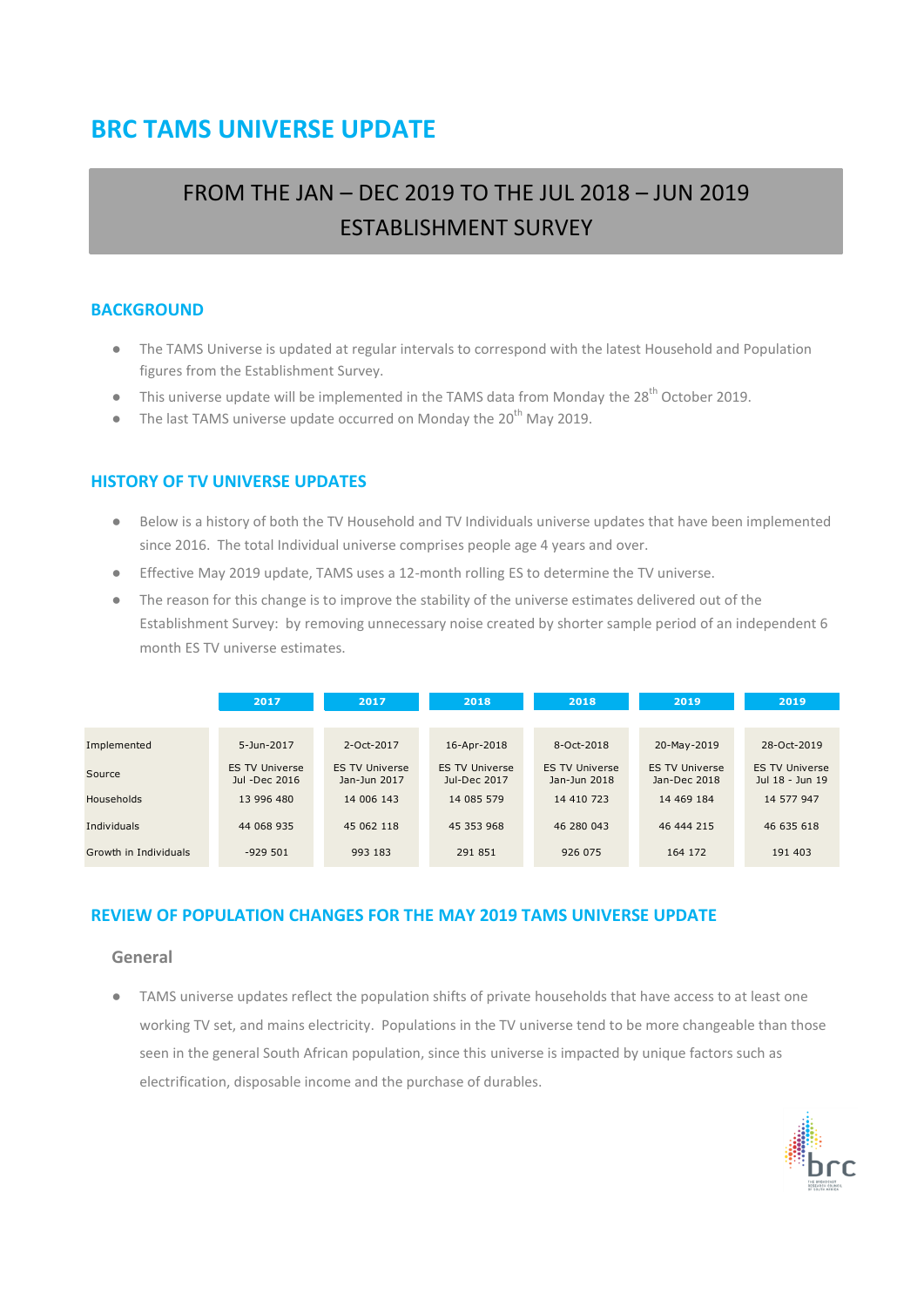# BRC TAMS UNIVERSE UPDATE

## FROM THE JAN – DEC 2019 TO THE JUL 2018 – JUN 2019 ESTABLISHMENT SURVEY

### BACKGROUND

- The TAMS Universe is updated at regular intervals to correspond with the latest Household and Population figures from the Establishment Survey.
- This universe update will be implemented in the TAMS data from Monday the 28th October 2019.
- The last TAMS universe update occurred on Monday the 20th May 2019.

### HISTORY OF TV UNIVERSE UPDATES

- Below is a history of both the TV Household and TV Individuals universe updates that have been implemented since 2016. The total Individual universe comprises people age 4 years and over.
- Effective May 2019 update, TAMS uses a 12-month rolling ES to determine the TV universe.
- The reason for this change is to improve the stability of the universe estimates delivered out of the Establishment Survey: by removing unnecessary noise created by shorter sample period of an independent 6 month ES TV universe estimates.

| | 2017 | 2017 | 2018 | 2018 | 2019 | 2019 |
|---|---|---|---|---|---|---|
| Implemented | 5-Jun-2017 | 2-Oct-2017 | 16-Apr-2018 | 8-Oct-2018 | 20-May-2019 | 28-Oct-2019 |
| Source | ES TV Universe Jul -Dec 2016 | ES TV Universe Jan-Jun 2017 | ES TV Universe Jul-Dec 2017 | ES TV Universe Jan-Jun 2018 | ES TV Universe Jan-Dec 2018 | ES TV Universe Jul 18 - Jun 19 |
| Households | 13 996 480 | 14 006 143 | 14 085 579 | 14 410 723 | 14 469 184 | 14 577 947 |
| Individuals | 44 068 935 | 45 062 118 | 45 353 968 | 46 280 043 | 46 444 215 | 46 635 618 |
| Growth in Individuals | -929 501 | 993 183 | 291 851 | 926 075 | 164 172 | 191 403 |

### REVIEW OF POPULATION CHANGES FOR THE MAY 2019 TAMS UNIVERSE UPDATE

#### General

- TAMS universe updates reflect the population shifts of private households that have access to at least one working TV set, and mains electricity. Populations in the TV universe tend to be more changeable than those seen in the general South African population, since this universe is impacted by unique factors such as electrification, disposable income and the purchase of durables.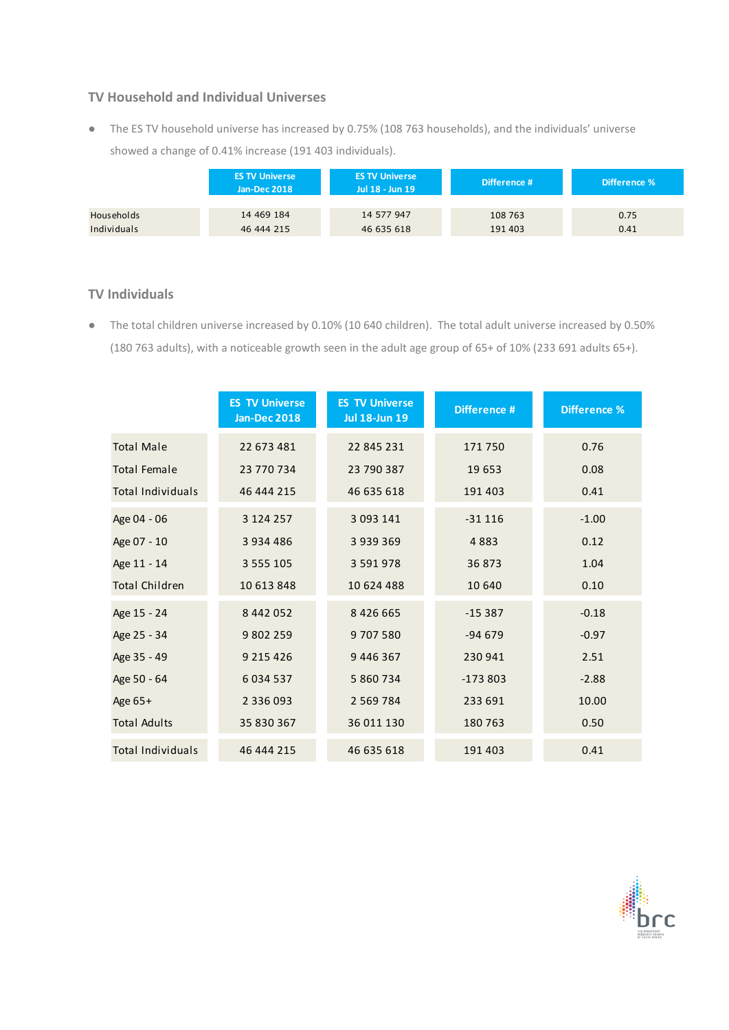## TV Household and Individual Universes

- The ES TV household universe has increased by 0.75% (108 763 households), and the individuals' universe showed a change of 0.41% increase (191 403 individuals).

| | ES TV Universe Jan-Dec 2018 | ES TV Universe Jul 18 - Jun 19 | Difference # | Difference % |
|---|---|---|---|---|
| Households | 14 469 184 | 14 577 947 | 108 763 | 0.75 |
| Individuals | 46 444 215 | 46 635 618 | 191 403 | 0.41 |

## TV Individuals

- The total children universe increased by 0.10% (10 640 children). The total adult universe increased by 0.50% (180 763 adults), with a noticeable growth seen in the adult age group of 65+ of 10% (233 691 adults 65+).

| | ES TV Universe Jan-Dec 2018 | ES TV Universe Jul 18-Jun 19 | Difference # | Difference % |
|---|---|---|---|---|
| Total Male | 22 673 481 | 22 845 231 | 171 750 | 0.76 |
| Total Female | 23 770 734 | 23 790 387 | 19 653 | 0.08 |
| Total Individuals | 46 444 215 | 46 635 618 | 191 403 | 0.41 |
| Age 04 - 06 | 3 124 257 | 3 093 141 | -31 116 | -1.00 |
| Age 07 - 10 | 3 934 486 | 3 939 369 | 4 883 | 0.12 |
| Age 11 - 14 | 3 555 105 | 3 591 978 | 36 873 | 1.04 |
| Total Children | 10 613 848 | 10 624 488 | 10 640 | 0.10 |
| Age 15 - 24 | 8 442 052 | 8 426 665 | -15 387 | -0.18 |
| Age 25 - 34 | 9 802 259 | 9 707 580 | -94 679 | -0.97 |
| Age 35 - 49 | 9 215 426 | 9 446 367 | 230 941 | 2.51 |
| Age 50 - 64 | 6 034 537 | 5 860 734 | -173 803 | -2.88 |
| Age 65+ | 2 336 093 | 2 569 784 | 233 691 | 10.00 |
| Total Adults | 35 830 367 | 36 011 130 | 180 763 | 0.50 |
| Total Individuals | 46 444 215 | 46 635 618 | 191 403 | 0.41 |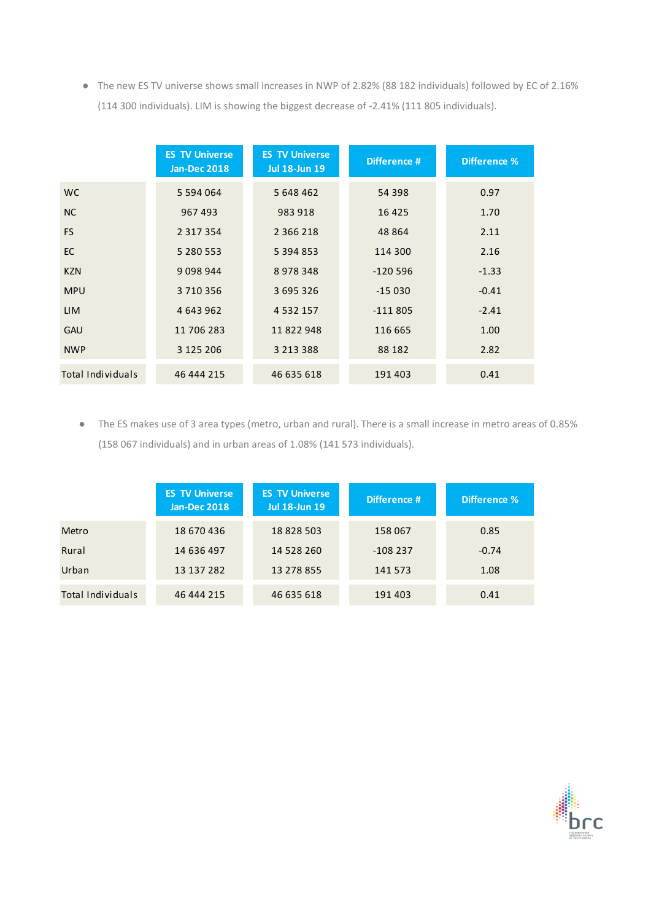- The new ES TV universe shows small increases in NWP of 2.82% (88 182 individuals) followed by EC of 2.16% (114 300 individuals). LIM is showing the biggest decrease of -2.41% (111 805 individuals).

| | ES TV Universe Jan-Dec 2018 | ES TV Universe Jul 18-Jun 19 | Difference # | Difference % |
|---|---|---|---|---|
| WC | 5 594 064 | 5 648 462 | 54 398 | 0.97 |
| NC | 967 493 | 983 918 | 16 425 | 1.70 |
| FS | 2 317 354 | 2 366 218 | 48 864 | 2.11 |
| EC | 5 280 553 | 5 394 853 | 114 300 | 2.16 |
| KZN | 9 098 944 | 8 978 348 | -120 596 | -1.33 |
| MPU | 3 710 356 | 3 695 326 | -15 030 | -0.41 |
| LIM | 4 643 962 | 4 532 157 | -111 805 | -2.41 |
| GAU | 11 706 283 | 11 822 948 | 116 665 | 1.00 |
| NWP | 3 125 206 | 3 213 388 | 88 182 | 2.82 |
| Total Individuals | 46 444 215 | 46 635 618 | 191 403 | 0.41 |

- The ES makes use of 3 area types (metro, urban and rural). There is a small increase in metro areas of 0.85% (158 067 individuals) and in urban areas of 1.08% (141 573 individuals).

| | ES TV Universe Jan-Dec 2018 | ES TV Universe Jul 18-Jun 19 | Difference # | Difference % |
|---|---|---|---|---|
| Metro | 18 670 436 | 18 828 503 | 158 067 | 0.85 |
| Rural | 14 636 497 | 14 528 260 | -108 237 | -0.74 |
| Urban | 13 137 282 | 13 278 855 | 141 573 | 1.08 |
| Total Individuals | 46 444 215 | 46 635 618 | 191 403 | 0.41 |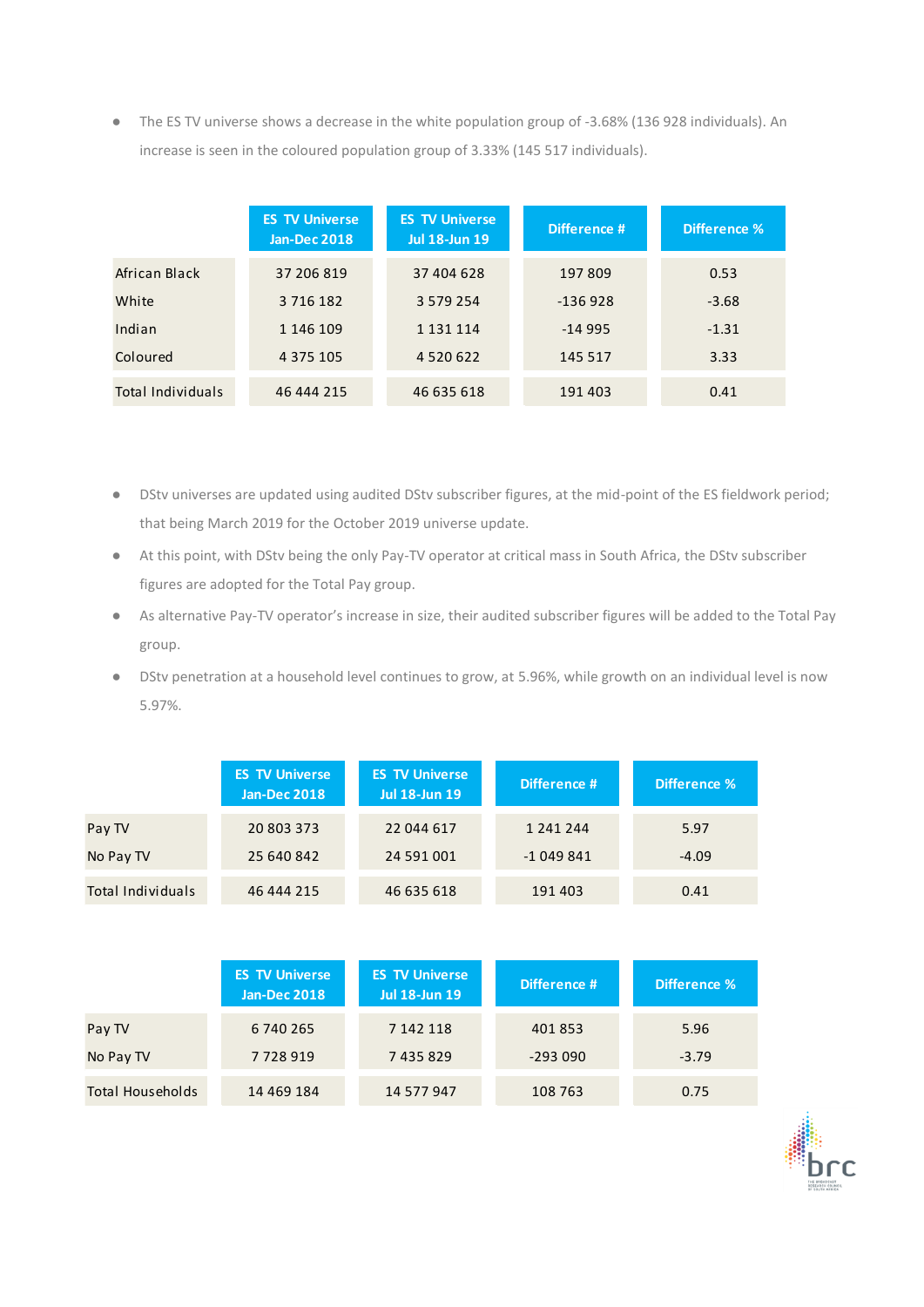- The ES TV universe shows a decrease in the white population group of -3.68% (136 928 individuals). An increase is seen in the coloured population group of 3.33% (145 517 individuals).

| | ES TV Universe Jan-Dec 2018 | ES TV Universe Jul 18-Jun 19 | Difference # | Difference % |
|---|---|---|---|---|
| African Black | 37 206 819 | 37 404 628 | 197 809 | 0.53 |
| White | 3 716 182 | 3 579 254 | -136 928 | -3.68 |
| Indian | 1 146 109 | 1 131 114 | -14 995 | -1.31 |
| Coloured | 4 375 105 | 4 520 622 | 145 517 | 3.33 |
| Total Individuals | 46 444 215 | 46 635 618 | 191 403 | 0.41 |

- DStv universes are updated using audited DStv subscriber figures, at the mid-point of the ES fieldwork period; that being March 2019 for the October 2019 universe update.
- At this point, with DStv being the only Pay-TV operator at critical mass in South Africa, the DStv subscriber figures are adopted for the Total Pay group.
- As alternative Pay-TV operator's increase in size, their audited subscriber figures will be added to the Total Pay group.
- DStv penetration at a household level continues to grow, at 5.96%, while growth on an individual level is now 5.97%.

| | ES TV Universe Jan-Dec 2018 | ES TV Universe Jul 18-Jun 19 | Difference # | Difference % |
|---|---|---|---|---|
| Pay TV | 20 803 373 | 22 044 617 | 1 241 244 | 5.97 |
| No Pay TV | 25 640 842 | 24 591 001 | -1 049 841 | -4.09 |
| Total Individuals | 46 444 215 | 46 635 618 | 191 403 | 0.41 |

| | ES TV Universe Jan-Dec 2018 | ES TV Universe Jul 18-Jun 19 | Difference # | Difference % |
|---|---|---|---|---|
| Pay TV | 6 740 265 | 7 142 118 | 401 853 | 5.96 |
| No Pay TV | 7 728 919 | 7 435 829 | -293 090 | -3.79 |
| Total Households | 14 469 184 | 14 577 947 | 108 763 | 0.75 |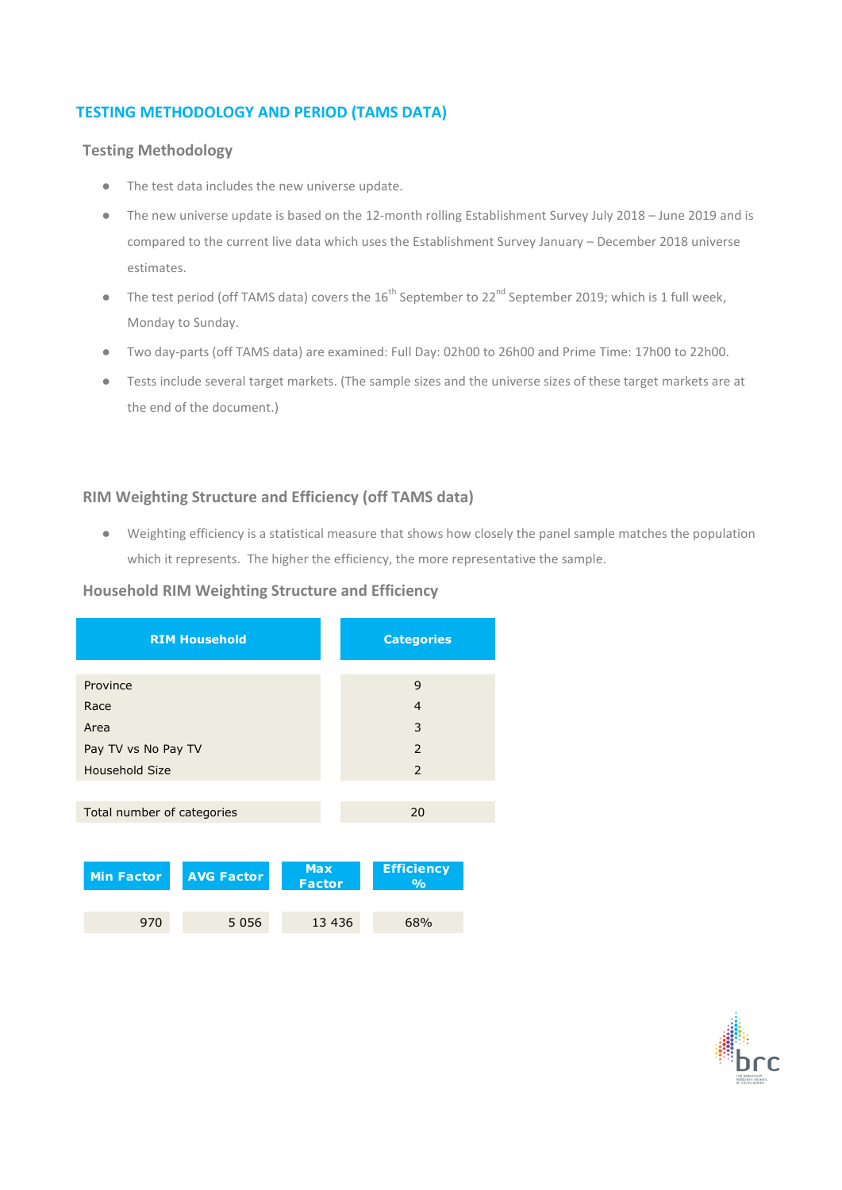## TESTING METHODOLOGY AND PERIOD (TAMS DATA)

### Testing Methodology

- The test data includes the new universe update.
- The new universe update is based on the 12-month rolling Establishment Survey July 2018 – June 2019 and is compared to the current live data which uses the Establishment Survey January – December 2018 universe estimates.
- The test period (off TAMS data) covers the 16th September to 22nd September 2019; which is 1 full week, Monday to Sunday.
- Two day-parts (off TAMS data) are examined: Full Day: 02h00 to 26h00 and Prime Time: 17h00 to 22h00.
- Tests include several target markets. (The sample sizes and the universe sizes of these target markets are at the end of the document.)

### RIM Weighting Structure and Efficiency (off TAMS data)

- Weighting efficiency is a statistical measure that shows how closely the panel sample matches the population which it represents. The higher the efficiency, the more representative the sample.

### Household RIM Weighting Structure and Efficiency

| RIM Household | Categories |
|---|---|
| Province | 9 |
| Race | 4 |
| Area | 3 |
| Pay TV vs No Pay TV | 2 |
| Household Size | 2 |
| Total number of categories | 20 |

| Min Factor | AVG Factor | Max Factor | Efficiency % |
|---|---|---|---|
| 970 | 5 056 | 13 436 | 68% |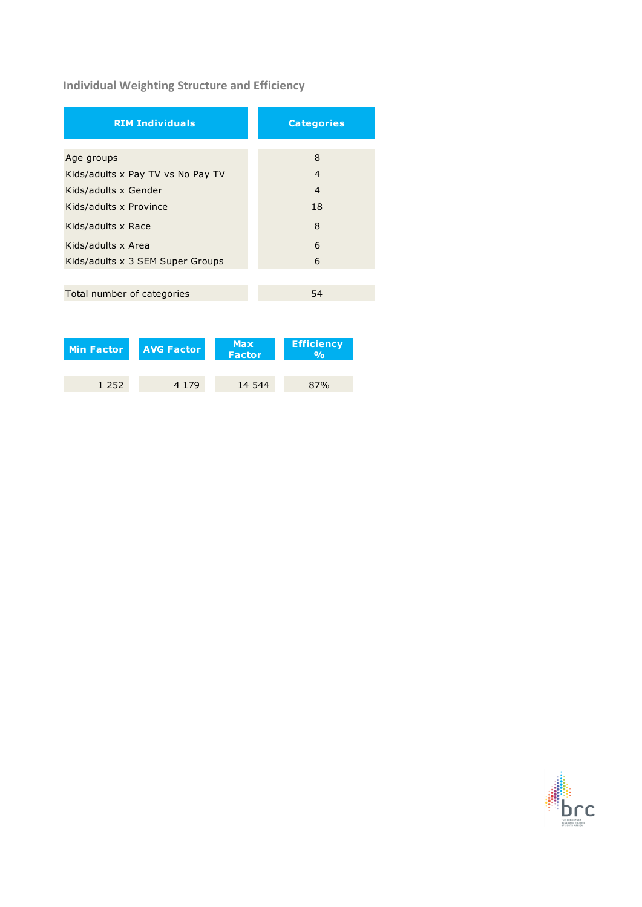## Individual Weighting Structure and Efficiency

| RIM Individuals | Categories |
| --- | --- |
| Age groups | 8 |
| Kids/adults x Pay TV vs No Pay TV | 4 |
| Kids/adults x Gender | 4 |
| Kids/adults x Province | 18 |
| Kids/adults x Race | 8 |
| Kids/adults x Area | 6 |
| Kids/adults x 3 SEM Super Groups | 6 |
| Total number of categories | 54 |

| Min Factor | AVG Factor | Max Factor | Efficiency % |
| --- | --- | --- | --- |
| 1 252 | 4 179 | 14 544 | 87% |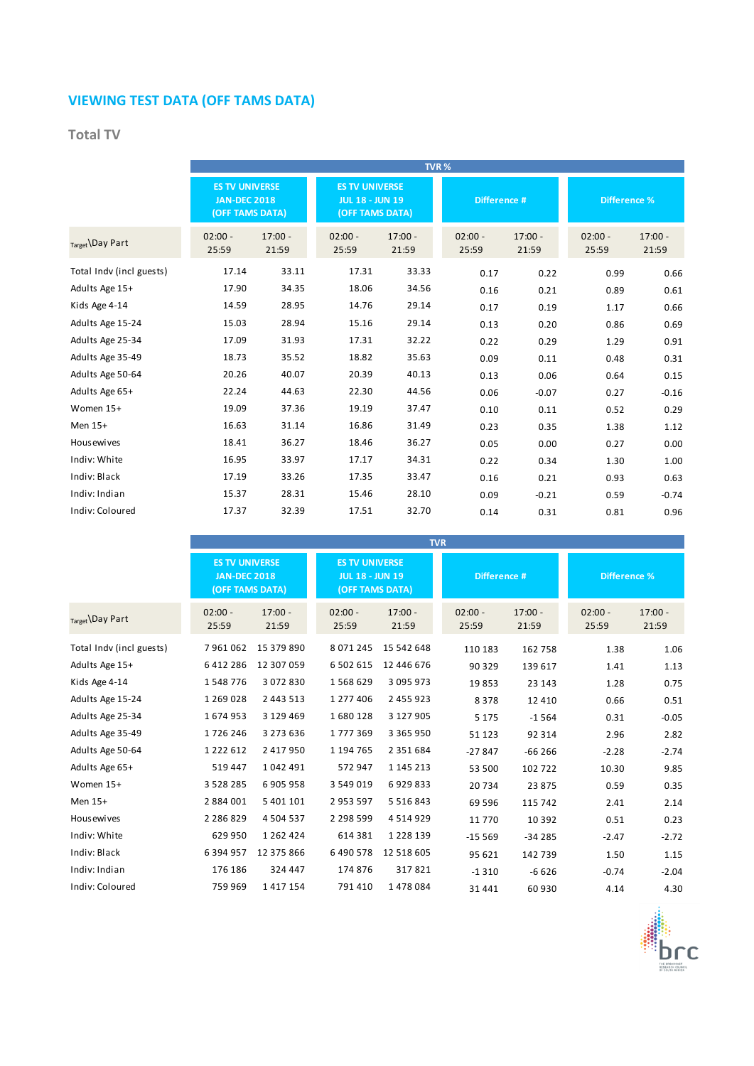# VIEWING TEST DATA (OFF TAMS DATA)

## Total TV

| Target\Day Part | TVR % | | | | | | | |
|---|---|---|---|---|---|---|---|---|
| | ES TV UNIVERSE JAN-DEC 2018 (OFF TAMS DATA) | | ES TV UNIVERSE JUL 18 - JUN 19 (OFF TAMS DATA) | | Difference # | | Difference % | |
| | 02:00 - 25:59 | 17:00 - 21:59 | 02:00 - 25:59 | 17:00 - 21:59 | 02:00 - 25:59 | 17:00 - 21:59 | 02:00 - 25:59 | 17:00 - 21:59 |
| Total Indv (incl guests) | 17.14 | 33.11 | 17.31 | 33.33 | 0.17 | 0.22 | 0.99 | 0.66 |
| Adults Age 15+ | 17.90 | 34.35 | 18.06 | 34.56 | 0.16 | 0.21 | 0.89 | 0.61 |
| Kids Age 4-14 | 14.59 | 28.95 | 14.76 | 29.14 | 0.17 | 0.19 | 1.17 | 0.66 |
| Adults Age 15-24 | 15.03 | 28.94 | 15.16 | 29.14 | 0.13 | 0.20 | 0.86 | 0.69 |
| Adults Age 25-34 | 17.09 | 31.93 | 17.31 | 32.22 | 0.22 | 0.29 | 1.29 | 0.91 |
| Adults Age 35-49 | 18.73 | 35.52 | 18.82 | 35.63 | 0.09 | 0.11 | 0.48 | 0.31 |
| Adults Age 50-64 | 20.26 | 40.07 | 20.39 | 40.13 | 0.13 | 0.06 | 0.64 | 0.15 |
| Adults Age 65+ | 22.24 | 44.63 | 22.30 | 44.56 | 0.06 | -0.07 | 0.27 | -0.16 |
| Women 15+ | 19.09 | 37.36 | 19.19 | 37.47 | 0.10 | 0.11 | 0.52 | 0.29 |
| Men 15+ | 16.63 | 31.14 | 16.86 | 31.49 | 0.23 | 0.35 | 1.38 | 1.12 |
| Housewives | 18.41 | 36.27 | 18.46 | 36.27 | 0.05 | 0.00 | 0.27 | 0.00 |
| Indiv: White | 16.95 | 33.97 | 17.17 | 34.31 | 0.22 | 0.34 | 1.30 | 1.00 |
| Indiv: Black | 17.19 | 33.26 | 17.35 | 33.47 | 0.16 | 0.21 | 0.93 | 0.63 |
| Indiv: Indian | 15.37 | 28.31 | 15.46 | 28.10 | 0.09 | -0.21 | 0.59 | -0.74 |
| Indiv: Coloured | 17.37 | 32.39 | 17.51 | 32.70 | 0.14 | 0.31 | 0.81 | 0.96 |

| Target\Day Part | TVR | | | | | | | |
|---|---|---|---|---|---|---|---|---|
| | ES TV UNIVERSE JAN-DEC 2018 (OFF TAMS DATA) | | ES TV UNIVERSE JUL 18 - JUN 19 (OFF TAMS DATA) | | Difference # | | Difference % | |
| | 02:00 - 25:59 | 17:00 - 21:59 | 02:00 - 25:59 | 17:00 - 21:59 | 02:00 - 25:59 | 17:00 - 21:59 | 02:00 - 25:59 | 17:00 - 21:59 |
| Total Indv (incl guests) | 7 961 062 | 15 379 890 | 8 071 245 | 15 542 648 | 110 183 | 162 758 | 1.38 | 1.06 |
| Adults Age 15+ | 6 412 286 | 12 307 059 | 6 502 615 | 12 446 676 | 90 329 | 139 617 | 1.41 | 1.13 |
| Kids Age 4-14 | 1 548 776 | 3 072 830 | 1 568 629 | 3 095 973 | 19 853 | 23 143 | 1.28 | 0.75 |
| Adults Age 15-24 | 1 269 028 | 2 443 513 | 1 277 406 | 2 455 923 | 8 378 | 12 410 | 0.66 | 0.51 |
| Adults Age 25-34 | 1 674 953 | 3 129 469 | 1 680 128 | 3 127 905 | 5 175 | -1 564 | 0.31 | -0.05 |
| Adults Age 35-49 | 1 726 246 | 3 273 636 | 1 777 369 | 3 365 950 | 51 123 | 92 314 | 2.96 | 2.82 |
| Adults Age 50-64 | 1 222 612 | 2 417 950 | 1 194 765 | 2 351 684 | -27 847 | -66 266 | -2.28 | -2.74 |
| Adults Age 65+ | 519 447 | 1 042 491 | 572 947 | 1 145 213 | 53 500 | 102 722 | 10.30 | 9.85 |
| Women 15+ | 3 528 285 | 6 905 958 | 3 549 019 | 6 929 833 | 20 734 | 23 875 | 0.59 | 0.35 |
| Men 15+ | 2 884 001 | 5 401 101 | 2 953 597 | 5 516 843 | 69 596 | 115 742 | 2.41 | 2.14 |
| Housewives | 2 286 829 | 4 504 537 | 2 298 599 | 4 514 929 | 11 770 | 10 392 | 0.51 | 0.23 |
| Indiv: White | 629 950 | 1 262 424 | 614 381 | 1 228 139 | -15 569 | -34 285 | -2.47 | -2.72 |
| Indiv: Black | 6 394 957 | 12 375 866 | 6 490 578 | 12 518 605 | 95 621 | 142 739 | 1.50 | 1.15 |
| Indiv: Indian | 176 186 | 324 447 | 174 876 | 317 821 | -1 310 | -6 626 | -0.74 | -2.04 |
| Indiv: Coloured | 759 969 | 1 417 154 | 791 410 | 1 478 084 | 31 441 | 60 930 | 4.14 | 4.30 |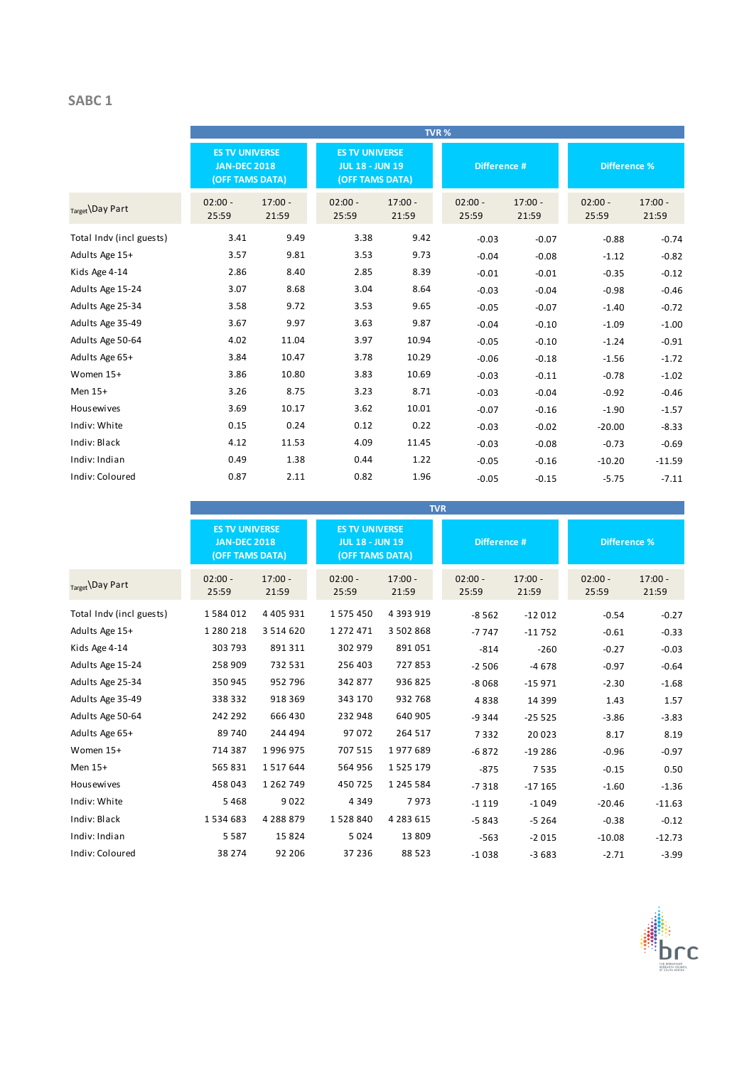## SABC 1

| Target\Day Part | TVR % | | | | | | | |
|---|---|---|---|---|---|---|---|---|
| | ES TV UNIVERSE JAN-DEC 2018 (OFF TAMS DATA) | | ES TV UNIVERSE JUL 18 - JUN 19 (OFF TAMS DATA) | | Difference # | | Difference % | |
| | 02:00 - 25:59 | 17:00 - 21:59 | 02:00 - 25:59 | 17:00 - 21:59 | 02:00 - 25:59 | 17:00 - 21:59 | 02:00 - 25:59 | 17:00 - 21:59 |
| Total Indv (incl guests) | 3.41 | 9.49 | 3.38 | 9.42 | -0.03 | -0.07 | -0.88 | -0.74 |
| Adults Age 15+ | 3.57 | 9.81 | 3.53 | 9.73 | -0.04 | -0.08 | -1.12 | -0.82 |
| Kids Age 4-14 | 2.86 | 8.40 | 2.85 | 8.39 | -0.01 | -0.01 | -0.35 | -0.12 |
| Adults Age 15-24 | 3.07 | 8.68 | 3.04 | 8.64 | -0.03 | -0.04 | -0.98 | -0.46 |
| Adults Age 25-34 | 3.58 | 9.72 | 3.53 | 9.65 | -0.05 | -0.07 | -1.40 | -0.72 |
| Adults Age 35-49 | 3.67 | 9.97 | 3.63 | 9.87 | -0.04 | -0.10 | -1.09 | -1.00 |
| Adults Age 50-64 | 4.02 | 11.04 | 3.97 | 10.94 | -0.05 | -0.10 | -1.24 | -0.91 |
| Adults Age 65+ | 3.84 | 10.47 | 3.78 | 10.29 | -0.06 | -0.18 | -1.56 | -1.72 |
| Women 15+ | 3.86 | 10.80 | 3.83 | 10.69 | -0.03 | -0.11 | -0.78 | -1.02 |
| Men 15+ | 3.26 | 8.75 | 3.23 | 8.71 | -0.03 | -0.04 | -0.92 | -0.46 |
| Housewives | 3.69 | 10.17 | 3.62 | 10.01 | -0.07 | -0.16 | -1.90 | -1.57 |
| Indiv: White | 0.15 | 0.24 | 0.12 | 0.22 | -0.03 | -0.02 | -20.00 | -8.33 |
| Indiv: Black | 4.12 | 11.53 | 4.09 | 11.45 | -0.03 | -0.08 | -0.73 | -0.69 |
| Indiv: Indian | 0.49 | 1.38 | 0.44 | 1.22 | -0.05 | -0.16 | -10.20 | -11.59 |
| Indiv: Coloured | 0.87 | 2.11 | 0.82 | 1.96 | -0.05 | -0.15 | -5.75 | -7.11 |

| Target\Day Part | TVR | | | | | | | |
|---|---|---|---|---|---|---|---|---|
| | ES TV UNIVERSE JAN-DEC 2018 (OFF TAMS DATA) | | ES TV UNIVERSE JUL 18 - JUN 19 (OFF TAMS DATA) | | Difference # | | Difference % | |
| | 02:00 - 25:59 | 17:00 - 21:59 | 02:00 - 25:59 | 17:00 - 21:59 | 02:00 - 25:59 | 17:00 - 21:59 | 02:00 - 25:59 | 17:00 - 21:59 |
| Total Indv (incl guests) | 1 584 012 | 4 405 931 | 1 575 450 | 4 393 919 | -8 562 | -12 012 | -0.54 | -0.27 |
| Adults Age 15+ | 1 280 218 | 3 514 620 | 1 272 471 | 3 502 868 | -7 747 | -11 752 | -0.61 | -0.33 |
| Kids Age 4-14 | 303 793 | 891 311 | 302 979 | 891 051 | -814 | -260 | -0.27 | -0.03 |
| Adults Age 15-24 | 258 909 | 732 531 | 256 403 | 727 853 | -2 506 | -4 678 | -0.97 | -0.64 |
| Adults Age 25-34 | 350 945 | 952 796 | 342 877 | 936 825 | -8 068 | -15 971 | -2.30 | -1.68 |
| Adults Age 35-49 | 338 332 | 918 369 | 343 170 | 932 768 | 4 838 | 14 399 | 1.43 | 1.57 |
| Adults Age 50-64 | 242 292 | 666 430 | 232 948 | 640 905 | -9 344 | -25 525 | -3.86 | -3.83 |
| Adults Age 65+ | 89 740 | 244 494 | 97 072 | 264 517 | 7 332 | 20 023 | 8.17 | 8.19 |
| Women 15+ | 714 387 | 1 996 975 | 707 515 | 1 977 689 | -6 872 | -19 286 | -0.96 | -0.97 |
| Men 15+ | 565 831 | 1 517 644 | 564 956 | 1 525 179 | -875 | 7 535 | -0.15 | 0.50 |
| Housewives | 458 043 | 1 262 749 | 450 725 | 1 245 584 | -7 318 | -17 165 | -1.60 | -1.36 |
| Indiv: White | 5 468 | 9 022 | 4 349 | 7 973 | -1 119 | -1 049 | -20.46 | -11.63 |
| Indiv: Black | 1 534 683 | 4 288 879 | 1 528 840 | 4 283 615 | -5 843 | -5 264 | -0.38 | -0.12 |
| Indiv: Indian | 5 587 | 15 824 | 5 024 | 13 809 | -563 | -2 015 | -10.08 | -12.73 |
| Indiv: Coloured | 38 274 | 92 206 | 37 236 | 88 523 | -1 038 | -3 683 | -2.71 | -3.99 |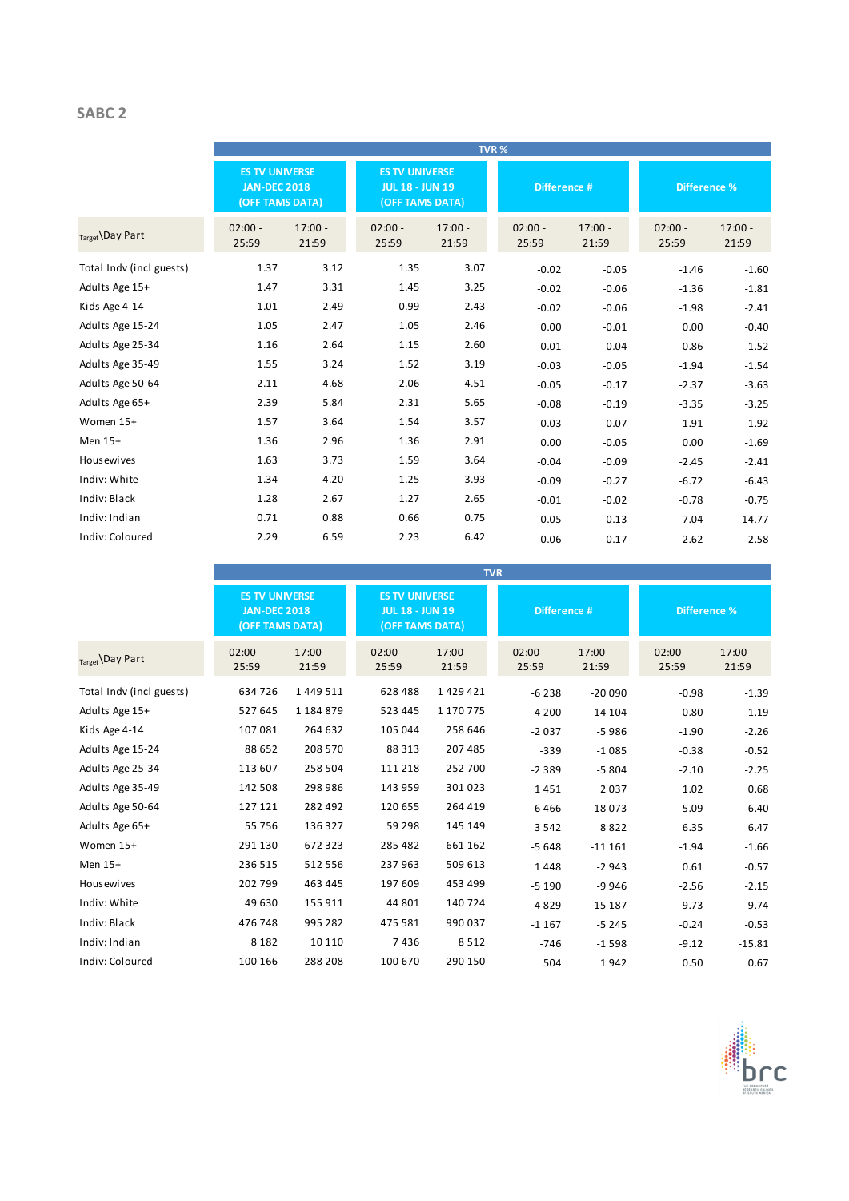## SABC 2

| Target\Day Part | TVR % | | | | | | | |
|---|---|---|---|---|---|---|---|---|
| | ES TV UNIVERSE JAN-DEC 2018 (OFF TAMS DATA) | | ES TV UNIVERSE JUL 18 - JUN 19 (OFF TAMS DATA) | | Difference # | | Difference % | |
| | 02:00 - 25:59 | 17:00 - 21:59 | 02:00 - 25:59 | 17:00 - 21:59 | 02:00 - 25:59 | 17:00 - 21:59 | 02:00 - 25:59 | 17:00 - 21:59 |
| Total Indv (incl guests) | 1.37 | 3.12 | 1.35 | 3.07 | -0.02 | -0.05 | -1.46 | -1.60 |
| Adults Age 15+ | 1.47 | 3.31 | 1.45 | 3.25 | -0.02 | -0.06 | -1.36 | -1.81 |
| Kids Age 4-14 | 1.01 | 2.49 | 0.99 | 2.43 | -0.02 | -0.06 | -1.98 | -2.41 |
| Adults Age 15-24 | 1.05 | 2.47 | 1.05 | 2.46 | 0.00 | -0.01 | 0.00 | -0.40 |
| Adults Age 25-34 | 1.16 | 2.64 | 1.15 | 2.60 | -0.01 | -0.04 | -0.86 | -1.52 |
| Adults Age 35-49 | 1.55 | 3.24 | 1.52 | 3.19 | -0.03 | -0.05 | -1.94 | -1.54 |
| Adults Age 50-64 | 2.11 | 4.68 | 2.06 | 4.51 | -0.05 | -0.17 | -2.37 | -3.63 |
| Adults Age 65+ | 2.39 | 5.84 | 2.31 | 5.65 | -0.08 | -0.19 | -3.35 | -3.25 |
| Women 15+ | 1.57 | 3.64 | 1.54 | 3.57 | -0.03 | -0.07 | -1.91 | -1.92 |
| Men 15+ | 1.36 | 2.96 | 1.36 | 2.91 | 0.00 | -0.05 | 0.00 | -1.69 |
| Housewives | 1.63 | 3.73 | 1.59 | 3.64 | -0.04 | -0.09 | -2.45 | -2.41 |
| Indiv: White | 1.34 | 4.20 | 1.25 | 3.93 | -0.09 | -0.27 | -6.72 | -6.43 |
| Indiv: Black | 1.28 | 2.67 | 1.27 | 2.65 | -0.01 | -0.02 | -0.78 | -0.75 |
| Indiv: Indian | 0.71 | 0.88 | 0.66 | 0.75 | -0.05 | -0.13 | -7.04 | -14.77 |
| Indiv: Coloured | 2.29 | 6.59 | 2.23 | 6.42 | -0.06 | -0.17 | -2.62 | -2.58 |

| Target\Day Part | TVR | | | | | | | |
|---|---|---|---|---|---|---|---|---|
| | ES TV UNIVERSE JAN-DEC 2018 (OFF TAMS DATA) | | ES TV UNIVERSE JUL 18 - JUN 19 (OFF TAMS DATA) | | Difference # | | Difference % | |
| | 02:00 - 25:59 | 17:00 - 21:59 | 02:00 - 25:59 | 17:00 - 21:59 | 02:00 - 25:59 | 17:00 - 21:59 | 02:00 - 25:59 | 17:00 - 21:59 |
| Total Indv (incl guests) | 634 726 | 1 449 511 | 628 488 | 1 429 421 | -6 238 | -20 090 | -0.98 | -1.39 |
| Adults Age 15+ | 527 645 | 1 184 879 | 523 445 | 1 170 775 | -4 200 | -14 104 | -0.80 | -1.19 |
| Kids Age 4-14 | 107 081 | 264 632 | 105 044 | 258 646 | -2 037 | -5 986 | -1.90 | -2.26 |
| Adults Age 15-24 | 88 652 | 208 570 | 88 313 | 207 485 | -339 | -1 085 | -0.38 | -0.52 |
| Adults Age 25-34 | 113 607 | 258 504 | 111 218 | 252 700 | -2 389 | -5 804 | -2.10 | -2.25 |
| Adults Age 35-49 | 142 508 | 298 986 | 143 959 | 301 023 | 1 451 | 2 037 | 1.02 | 0.68 |
| Adults Age 50-64 | 127 121 | 282 492 | 120 655 | 264 419 | -6 466 | -18 073 | -5.09 | -6.40 |
| Adults Age 65+ | 55 756 | 136 327 | 59 298 | 145 149 | 3 542 | 8 822 | 6.35 | 6.47 |
| Women 15+ | 291 130 | 672 323 | 285 482 | 661 162 | -5 648 | -11 161 | -1.94 | -1.66 |
| Men 15+ | 236 515 | 512 556 | 237 963 | 509 613 | 1 448 | -2 943 | 0.61 | -0.57 |
| Housewives | 202 799 | 463 445 | 197 609 | 453 499 | -5 190 | -9 946 | -2.56 | -2.15 |
| Indiv: White | 49 630 | 155 911 | 44 801 | 140 724 | -4 829 | -15 187 | -9.73 | -9.74 |
| Indiv: Black | 476 748 | 995 282 | 475 581 | 990 037 | -1 167 | -5 245 | -0.24 | -0.53 |
| Indiv: Indian | 8 182 | 10 110 | 7 436 | 8 512 | -746 | -1 598 | -9.12 | -15.81 |
| Indiv: Coloured | 100 166 | 288 208 | 100 670 | 290 150 | 504 | 1 942 | 0.50 | 0.67 |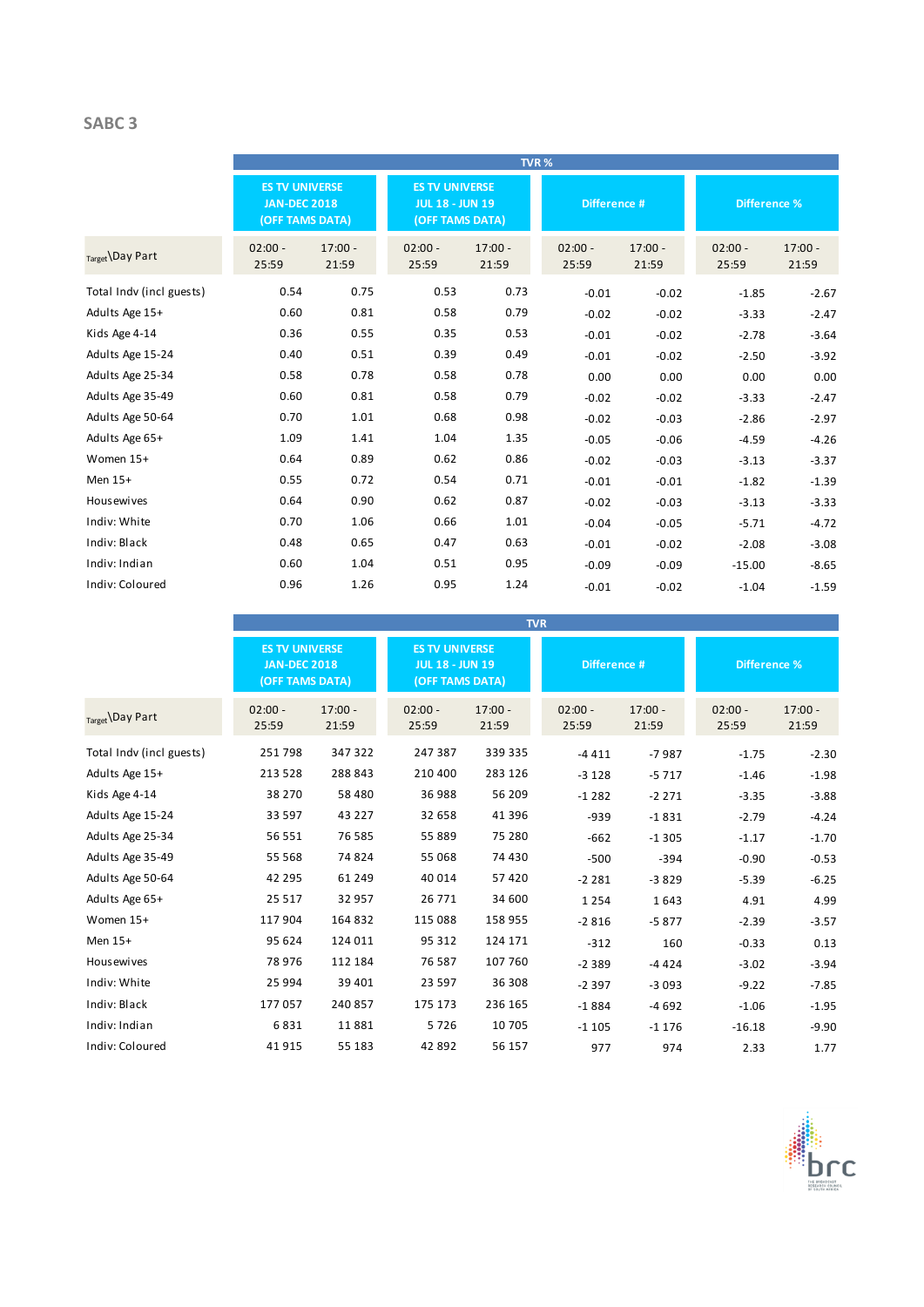## SABC 3

| Target\Day Part | TVR % | | | | | | | |
|---|---|---|---|---|---|---|---|---|
| | ES TV UNIVERSE JAN-DEC 2018 (OFF TAMS DATA) | | ES TV UNIVERSE JUL 18 - JUN 19 (OFF TAMS DATA) | | Difference # | | Difference % | |
| | 02:00 - 25:59 | 17:00 - 21:59 | 02:00 - 25:59 | 17:00 - 21:59 | 02:00 - 25:59 | 17:00 - 21:59 | 02:00 - 25:59 | 17:00 - 21:59 |
| Total Indv (incl guests) | 0.54 | 0.75 | 0.53 | 0.73 | -0.01 | -0.02 | -1.85 | -2.67 |
| Adults Age 15+ | 0.60 | 0.81 | 0.58 | 0.79 | -0.02 | -0.02 | -3.33 | -2.47 |
| Kids Age 4-14 | 0.36 | 0.55 | 0.35 | 0.53 | -0.01 | -0.02 | -2.78 | -3.64 |
| Adults Age 15-24 | 0.40 | 0.51 | 0.39 | 0.49 | -0.01 | -0.02 | -2.50 | -3.92 |
| Adults Age 25-34 | 0.58 | 0.78 | 0.58 | 0.78 | 0.00 | 0.00 | 0.00 | 0.00 |
| Adults Age 35-49 | 0.60 | 0.81 | 0.58 | 0.79 | -0.02 | -0.02 | -3.33 | -2.47 |
| Adults Age 50-64 | 0.70 | 1.01 | 0.68 | 0.98 | -0.02 | -0.03 | -2.86 | -2.97 |
| Adults Age 65+ | 1.09 | 1.41 | 1.04 | 1.35 | -0.05 | -0.06 | -4.59 | -4.26 |
| Women 15+ | 0.64 | 0.89 | 0.62 | 0.86 | -0.02 | -0.03 | -3.13 | -3.37 |
| Men 15+ | 0.55 | 0.72 | 0.54 | 0.71 | -0.01 | -0.01 | -1.82 | -1.39 |
| Housewives | 0.64 | 0.90 | 0.62 | 0.87 | -0.02 | -0.03 | -3.13 | -3.33 |
| Indiv: White | 0.70 | 1.06 | 0.66 | 1.01 | -0.04 | -0.05 | -5.71 | -4.72 |
| Indiv: Black | 0.48 | 0.65 | 0.47 | 0.63 | -0.01 | -0.02 | -2.08 | -3.08 |
| Indiv: Indian | 0.60 | 1.04 | 0.51 | 0.95 | -0.09 | -0.09 | -15.00 | -8.65 |
| Indiv: Coloured | 0.96 | 1.26 | 0.95 | 1.24 | -0.01 | -0.02 | -1.04 | -1.59 |

| Target\Day Part | TVR | | | | | | | |
|---|---|---|---|---|---|---|---|---|
| | ES TV UNIVERSE JAN-DEC 2018 (OFF TAMS DATA) | | ES TV UNIVERSE JUL 18 - JUN 19 (OFF TAMS DATA) | | Difference # | | Difference % | |
| | 02:00 - 25:59 | 17:00 - 21:59 | 02:00 - 25:59 | 17:00 - 21:59 | 02:00 - 25:59 | 17:00 - 21:59 | 02:00 - 25:59 | 17:00 - 21:59 |
| Total Indv (incl guests) | 251 798 | 347 322 | 247 387 | 339 335 | -4 411 | -7 987 | -1.75 | -2.30 |
| Adults Age 15+ | 213 528 | 288 843 | 210 400 | 283 126 | -3 128 | -5 717 | -1.46 | -1.98 |
| Kids Age 4-14 | 38 270 | 58 480 | 36 988 | 56 209 | -1 282 | -2 271 | -3.35 | -3.88 |
| Adults Age 15-24 | 33 597 | 43 227 | 32 658 | 41 396 | -939 | -1 831 | -2.79 | -4.24 |
| Adults Age 25-34 | 56 551 | 76 585 | 55 889 | 75 280 | -662 | -1 305 | -1.17 | -1.70 |
| Adults Age 35-49 | 55 568 | 74 824 | 55 068 | 74 430 | -500 | -394 | -0.90 | -0.53 |
| Adults Age 50-64 | 42 295 | 61 249 | 40 014 | 57 420 | -2 281 | -3 829 | -5.39 | -6.25 |
| Adults Age 65+ | 25 517 | 32 957 | 26 771 | 34 600 | 1 254 | 1 643 | 4.91 | 4.99 |
| Women 15+ | 117 904 | 164 832 | 115 088 | 158 955 | -2 816 | -5 877 | -2.39 | -3.57 |
| Men 15+ | 95 624 | 124 011 | 95 312 | 124 171 | -312 | 160 | -0.33 | 0.13 |
| Housewives | 78 976 | 112 184 | 76 587 | 107 760 | -2 389 | -4 424 | -3.02 | -3.94 |
| Indiv: White | 25 994 | 39 401 | 23 597 | 36 308 | -2 397 | -3 093 | -9.22 | -7.85 |
| Indiv: Black | 177 057 | 240 857 | 175 173 | 236 165 | -1 884 | -4 692 | -1.06 | -1.95 |
| Indiv: Indian | 6 831 | 11 881 | 5 726 | 10 705 | -1 105 | -1 176 | -16.18 | -9.90 |
| Indiv: Coloured | 41 915 | 55 183 | 42 892 | 56 157 | 977 | 974 | 2.33 | 1.77 |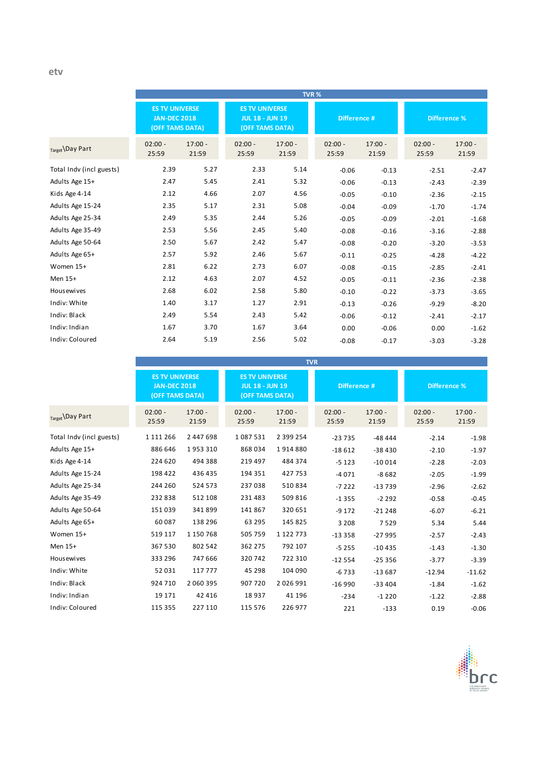etv

| Target\Day Part | ES TV UNIVERSE JAN-DEC 2018 (OFF TAMS DATA) | | ES TV UNIVERSE JUL 18 - JUN 19 (OFF TAMS DATA) | | Difference # | | Difference % | |
|---|---|---|---|---|---|---|---|---|
| **TVR %** | | | | | | | | |
| | 02:00 - 25:59 | 17:00 - 21:59 | 02:00 - 25:59 | 17:00 - 21:59 | 02:00 - 25:59 | 17:00 - 21:59 | 02:00 - 25:59 | 17:00 - 21:59 |
| Total Indv (incl guests) | 2.39 | 5.27 | 2.33 | 5.14 | -0.06 | -0.13 | -2.51 | -2.47 |
| Adults Age 15+ | 2.47 | 5.45 | 2.41 | 5.32 | -0.06 | -0.13 | -2.43 | -2.39 |
| Kids Age 4-14 | 2.12 | 4.66 | 2.07 | 4.56 | -0.05 | -0.10 | -2.36 | -2.15 |
| Adults Age 15-24 | 2.35 | 5.17 | 2.31 | 5.08 | -0.04 | -0.09 | -1.70 | -1.74 |
| Adults Age 25-34 | 2.49 | 5.35 | 2.44 | 5.26 | -0.05 | -0.09 | -2.01 | -1.68 |
| Adults Age 35-49 | 2.53 | 5.56 | 2.45 | 5.40 | -0.08 | -0.16 | -3.16 | -2.88 |
| Adults Age 50-64 | 2.50 | 5.67 | 2.42 | 5.47 | -0.08 | -0.20 | -3.20 | -3.53 |
| Adults Age 65+ | 2.57 | 5.92 | 2.46 | 5.67 | -0.11 | -0.25 | -4.28 | -4.22 |
| Women 15+ | 2.81 | 6.22 | 2.73 | 6.07 | -0.08 | -0.15 | -2.85 | -2.41 |
| Men 15+ | 2.12 | 4.63 | 2.07 | 4.52 | -0.05 | -0.11 | -2.36 | -2.38 |
| Housewives | 2.68 | 6.02 | 2.58 | 5.80 | -0.10 | -0.22 | -3.73 | -3.65 |
| Indiv: White | 1.40 | 3.17 | 1.27 | 2.91 | -0.13 | -0.26 | -9.29 | -8.20 |
| Indiv: Black | 2.49 | 5.54 | 2.43 | 5.42 | -0.06 | -0.12 | -2.41 | -2.17 |
| Indiv: Indian | 1.67 | 3.70 | 1.67 | 3.64 | 0.00 | -0.06 | 0.00 | -1.62 |
| Indiv: Coloured | 2.64 | 5.19 | 2.56 | 5.02 | -0.08 | -0.17 | -3.03 | -3.28 |

| Target\Day Part | ES TV UNIVERSE JAN-DEC 2018 (OFF TAMS DATA) | | ES TV UNIVERSE JUL 18 - JUN 19 (OFF TAMS DATA) | | Difference # | | Difference % | |
|---|---|---|---|---|---|---|---|---|
| **TVR** | | | | | | | | |
| | 02:00 - 25:59 | 17:00 - 21:59 | 02:00 - 25:59 | 17:00 - 21:59 | 02:00 - 25:59 | 17:00 - 21:59 | 02:00 - 25:59 | 17:00 - 21:59 |
| Total Indv (incl guests) | 1 111 266 | 2 447 698 | 1 087 531 | 2 399 254 | -23 735 | -48 444 | -2.14 | -1.98 |
| Adults Age 15+ | 886 646 | 1 953 310 | 868 034 | 1 914 880 | -18 612 | -38 430 | -2.10 | -1.97 |
| Kids Age 4-14 | 224 620 | 494 388 | 219 497 | 484 374 | -5 123 | -10 014 | -2.28 | -2.03 |
| Adults Age 15-24 | 198 422 | 436 435 | 194 351 | 427 753 | -4 071 | -8 682 | -2.05 | -1.99 |
| Adults Age 25-34 | 244 260 | 524 573 | 237 038 | 510 834 | -7 222 | -13 739 | -2.96 | -2.62 |
| Adults Age 35-49 | 232 838 | 512 108 | 231 483 | 509 816 | -1 355 | -2 292 | -0.58 | -0.45 |
| Adults Age 50-64 | 151 039 | 341 899 | 141 867 | 320 651 | -9 172 | -21 248 | -6.07 | -6.21 |
| Adults Age 65+ | 60 087 | 138 296 | 63 295 | 145 825 | 3 208 | 7 529 | 5.34 | 5.44 |
| Women 15+ | 519 117 | 1 150 768 | 505 759 | 1 122 773 | -13 358 | -27 995 | -2.57 | -2.43 |
| Men 15+ | 367 530 | 802 542 | 362 275 | 792 107 | -5 255 | -10 435 | -1.43 | -1.30 |
| Housewives | 333 296 | 747 666 | 320 742 | 722 310 | -12 554 | -25 356 | -3.77 | -3.39 |
| Indiv: White | 52 031 | 117 777 | 45 298 | 104 090 | -6 733 | -13 687 | -12.94 | -11.62 |
| Indiv: Black | 924 710 | 2 060 395 | 907 720 | 2 026 991 | -16 990 | -33 404 | -1.84 | -1.62 |
| Indiv: Indian | 19 171 | 42 416 | 18 937 | 41 196 | -234 | -1 220 | -1.22 | -2.88 |
| Indiv: Coloured | 115 355 | 227 110 | 115 576 | 226 977 | 221 | -133 | 0.19 | -0.06 |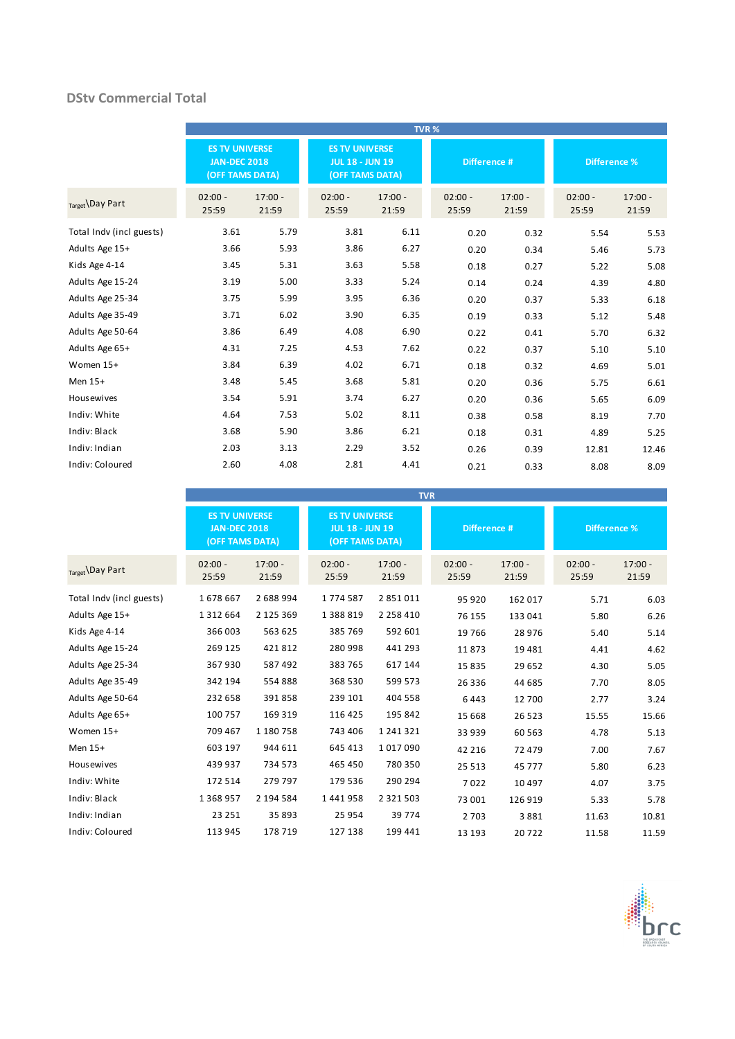## DStv Commercial Total

| Target\Day Part | TVR % | | | | | | | |
|---|---|---|---|---|---|---|---|---|
| | ES TV UNIVERSE JAN-DEC 2018 (OFF TAMS DATA) | | ES TV UNIVERSE JUL 18 - JUN 19 (OFF TAMS DATA) | | Difference # | | Difference % | |
| | 02:00 - 25:59 | 17:00 - 21:59 | 02:00 - 25:59 | 17:00 - 21:59 | 02:00 - 25:59 | 17:00 - 21:59 | 02:00 - 25:59 | 17:00 - 21:59 |
| Total Indv (incl guests) | 3.61 | 5.79 | 3.81 | 6.11 | 0.20 | 0.32 | 5.54 | 5.53 |
| Adults Age 15+ | 3.66 | 5.93 | 3.86 | 6.27 | 0.20 | 0.34 | 5.46 | 5.73 |
| Kids Age 4-14 | 3.45 | 5.31 | 3.63 | 5.58 | 0.18 | 0.27 | 5.22 | 5.08 |
| Adults Age 15-24 | 3.19 | 5.00 | 3.33 | 5.24 | 0.14 | 0.24 | 4.39 | 4.80 |
| Adults Age 25-34 | 3.75 | 5.99 | 3.95 | 6.36 | 0.20 | 0.37 | 5.33 | 6.18 |
| Adults Age 35-49 | 3.71 | 6.02 | 3.90 | 6.35 | 0.19 | 0.33 | 5.12 | 5.48 |
| Adults Age 50-64 | 3.86 | 6.49 | 4.08 | 6.90 | 0.22 | 0.41 | 5.70 | 6.32 |
| Adults Age 65+ | 4.31 | 7.25 | 4.53 | 7.62 | 0.22 | 0.37 | 5.10 | 5.10 |
| Women 15+ | 3.84 | 6.39 | 4.02 | 6.71 | 0.18 | 0.32 | 4.69 | 5.01 |
| Men 15+ | 3.48 | 5.45 | 3.68 | 5.81 | 0.20 | 0.36 | 5.75 | 6.61 |
| Housewives | 3.54 | 5.91 | 3.74 | 6.27 | 0.20 | 0.36 | 5.65 | 6.09 |
| Indiv: White | 4.64 | 7.53 | 5.02 | 8.11 | 0.38 | 0.58 | 8.19 | 7.70 |
| Indiv: Black | 3.68 | 5.90 | 3.86 | 6.21 | 0.18 | 0.31 | 4.89 | 5.25 |
| Indiv: Indian | 2.03 | 3.13 | 2.29 | 3.52 | 0.26 | 0.39 | 12.81 | 12.46 |
| Indiv: Coloured | 2.60 | 4.08 | 2.81 | 4.41 | 0.21 | 0.33 | 8.08 | 8.09 |

| Target\Day Part | TVR | | | | | | | |
|---|---|---|---|---|---|---|---|---|
| | ES TV UNIVERSE JAN-DEC 2018 (OFF TAMS DATA) | | ES TV UNIVERSE JUL 18 - JUN 19 (OFF TAMS DATA) | | Difference # | | Difference % | |
| | 02:00 - 25:59 | 17:00 - 21:59 | 02:00 - 25:59 | 17:00 - 21:59 | 02:00 - 25:59 | 17:00 - 21:59 | 02:00 - 25:59 | 17:00 - 21:59 |
| Total Indv (incl guests) | 1 678 667 | 2 688 994 | 1 774 587 | 2 851 011 | 95 920 | 162 017 | 5.71 | 6.03 |
| Adults Age 15+ | 1 312 664 | 2 125 369 | 1 388 819 | 2 258 410 | 76 155 | 133 041 | 5.80 | 6.26 |
| Kids Age 4-14 | 366 003 | 563 625 | 385 769 | 592 601 | 19 766 | 28 976 | 5.40 | 5.14 |
| Adults Age 15-24 | 269 125 | 421 812 | 280 998 | 441 293 | 11 873 | 19 481 | 4.41 | 4.62 |
| Adults Age 25-34 | 367 930 | 587 492 | 383 765 | 617 144 | 15 835 | 29 652 | 4.30 | 5.05 |
| Adults Age 35-49 | 342 194 | 554 888 | 368 530 | 599 573 | 26 336 | 44 685 | 7.70 | 8.05 |
| Adults Age 50-64 | 232 658 | 391 858 | 239 101 | 404 558 | 6 443 | 12 700 | 2.77 | 3.24 |
| Adults Age 65+ | 100 757 | 169 319 | 116 425 | 195 842 | 15 668 | 26 523 | 15.55 | 15.66 |
| Women 15+ | 709 467 | 1 180 758 | 743 406 | 1 241 321 | 33 939 | 60 563 | 4.78 | 5.13 |
| Men 15+ | 603 197 | 944 611 | 645 413 | 1 017 090 | 42 216 | 72 479 | 7.00 | 7.67 |
| Housewives | 439 937 | 734 573 | 465 450 | 780 350 | 25 513 | 45 777 | 5.80 | 6.23 |
| Indiv: White | 172 514 | 279 797 | 179 536 | 290 294 | 7 022 | 10 497 | 4.07 | 3.75 |
| Indiv: Black | 1 368 957 | 2 194 584 | 1 441 958 | 2 321 503 | 73 001 | 126 919 | 5.33 | 5.78 |
| Indiv: Indian | 23 251 | 35 893 | 25 954 | 39 774 | 2 703 | 3 881 | 11.63 | 10.81 |
| Indiv: Coloured | 113 945 | 178 719 | 127 138 | 199 441 | 13 193 | 20 722 | 11.58 | 11.59 |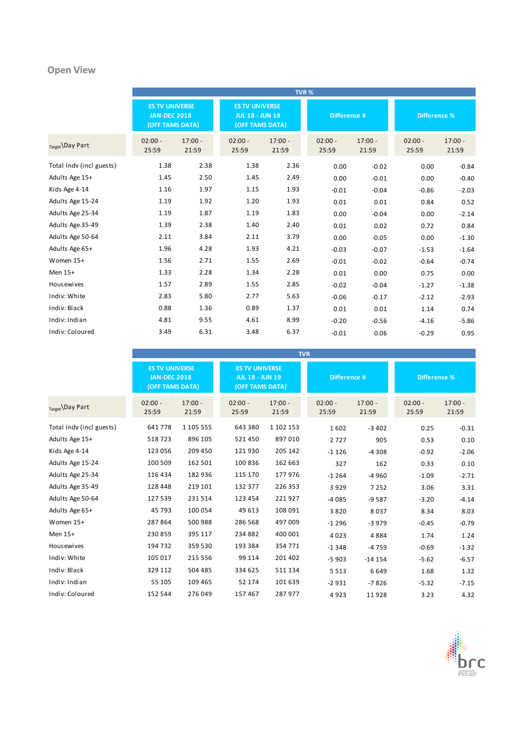## Open View

| Target\Day Part | TVR % | | | | | | | |
|---|---|---|---|---|---|---|---|---|
| | ES TV UNIVERSE JAN-DEC 2018 (OFF TAMS DATA) | | ES TV UNIVERSE JUL 18 - JUN 19 (OFF TAMS DATA) | | Difference # | | Difference % | |
| | 02:00 - 25:59 | 17:00 - 21:59 | 02:00 - 25:59 | 17:00 - 21:59 | 02:00 - 25:59 | 17:00 - 21:59 | 02:00 - 25:59 | 17:00 - 21:59 |
| Total Indv (incl guests) | 1.38 | 2.38 | 1.38 | 2.36 | 0.00 | -0.02 | 0.00 | -0.84 |
| Adults Age 15+ | 1.45 | 2.50 | 1.45 | 2.49 | 0.00 | -0.01 | 0.00 | -0.40 |
| Kids Age 4-14 | 1.16 | 1.97 | 1.15 | 1.93 | -0.01 | -0.04 | -0.86 | -2.03 |
| Adults Age 15-24 | 1.19 | 1.92 | 1.20 | 1.93 | 0.01 | 0.01 | 0.84 | 0.52 |
| Adults Age 25-34 | 1.19 | 1.87 | 1.19 | 1.83 | 0.00 | -0.04 | 0.00 | -2.14 |
| Adults Age 35-49 | 1.39 | 2.38 | 1.40 | 2.40 | 0.01 | 0.02 | 0.72 | 0.84 |
| Adults Age 50-64 | 2.11 | 3.84 | 2.11 | 3.79 | 0.00 | -0.05 | 0.00 | -1.30 |
| Adults Age 65+ | 1.96 | 4.28 | 1.93 | 4.21 | -0.03 | -0.07 | -1.53 | -1.64 |
| Women 15+ | 1.56 | 2.71 | 1.55 | 2.69 | -0.01 | -0.02 | -0.64 | -0.74 |
| Men 15+ | 1.33 | 2.28 | 1.34 | 2.28 | 0.01 | 0.00 | 0.75 | 0.00 |
| Housewives | 1.57 | 2.89 | 1.55 | 2.85 | -0.02 | -0.04 | -1.27 | -1.38 |
| Indiv: White | 2.83 | 5.80 | 2.77 | 5.63 | -0.06 | -0.17 | -2.12 | -2.93 |
| Indiv: Black | 0.88 | 1.36 | 0.89 | 1.37 | 0.01 | 0.01 | 1.14 | 0.74 |
| Indiv: Indian | 4.81 | 9.55 | 4.61 | 8.99 | -0.20 | -0.56 | -4.16 | -5.86 |
| Indiv: Coloured | 3.49 | 6.31 | 3.48 | 6.37 | -0.01 | 0.06 | -0.29 | 0.95 |

| Target\Day Part | TVR | | | | | | | |
|---|---|---|---|---|---|---|---|---|
| | ES TV UNIVERSE JAN-DEC 2018 (OFF TAMS DATA) | | ES TV UNIVERSE JUL 18 - JUN 19 (OFF TAMS DATA) | | Difference # | | Difference % | |
| | 02:00 - 25:59 | 17:00 - 21:59 | 02:00 - 25:59 | 17:00 - 21:59 | 02:00 - 25:59 | 17:00 - 21:59 | 02:00 - 25:59 | 17:00 - 21:59 |
| Total Indv (incl guests) | 641 778 | 1 105 555 | 643 380 | 1 102 153 | 1 602 | -3 402 | 0.25 | -0.31 |
| Adults Age 15+ | 518 723 | 896 105 | 521 450 | 897 010 | 2 727 | 905 | 0.53 | 0.10 |
| Kids Age 4-14 | 123 056 | 209 450 | 121 930 | 205 142 | -1 126 | -4 308 | -0.92 | -2.06 |
| Adults Age 15-24 | 100 509 | 162 501 | 100 836 | 162 663 | 327 | 162 | 0.33 | 0.10 |
| Adults Age 25-34 | 116 434 | 182 936 | 115 170 | 177 976 | -1 264 | -4 960 | -1.09 | -2.71 |
| Adults Age 35-49 | 128 448 | 219 101 | 132 377 | 226 353 | 3 929 | 7 252 | 3.06 | 3.31 |
| Adults Age 50-64 | 127 539 | 231 514 | 123 454 | 221 927 | -4 085 | -9 587 | -3.20 | -4.14 |
| Adults Age 65+ | 45 793 | 100 054 | 49 613 | 108 091 | 3 820 | 8 037 | 8.34 | 8.03 |
| Women 15+ | 287 864 | 500 988 | 286 568 | 497 009 | -1 296 | -3 979 | -0.45 | -0.79 |
| Men 15+ | 230 859 | 395 117 | 234 882 | 400 001 | 4 023 | 4 884 | 1.74 | 1.24 |
| Housewives | 194 732 | 359 530 | 193 384 | 354 771 | -1 348 | -4 759 | -0.69 | -1.32 |
| Indiv: White | 105 017 | 215 556 | 99 114 | 201 402 | -5 903 | -14 154 | -5.62 | -6.57 |
| Indiv: Black | 329 112 | 504 485 | 334 625 | 511 134 | 5 513 | 6 649 | 1.68 | 1.32 |
| Indiv: Indian | 55 105 | 109 465 | 52 174 | 101 639 | -2 931 | -7 826 | -5.32 | -7.15 |
| Indiv: Coloured | 152 544 | 276 049 | 157 467 | 287 977 | 4 923 | 11 928 | 3.23 | 4.32 |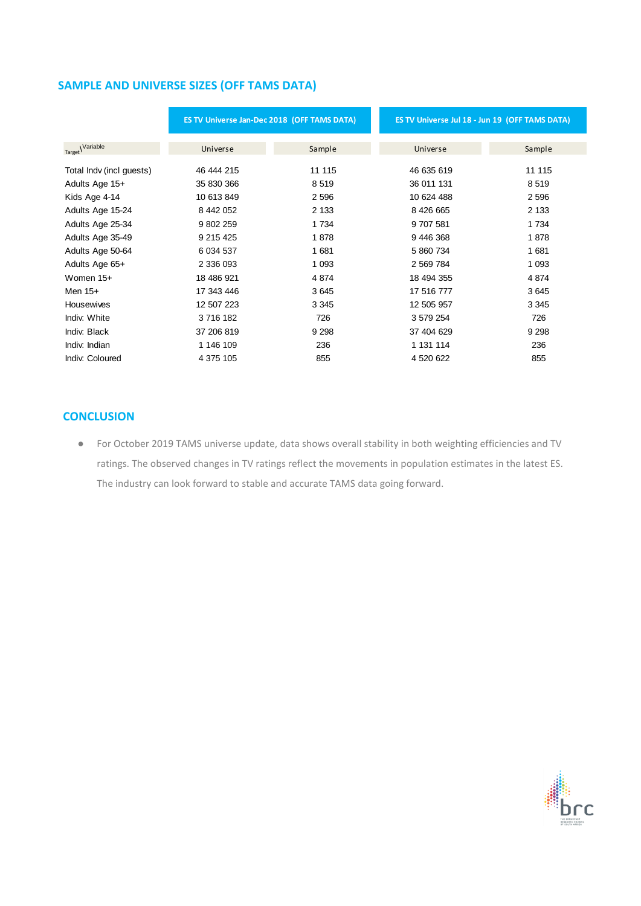## SAMPLE AND UNIVERSE SIZES (OFF TAMS DATA)

| Target\Variable | ES TV Universe Jan-Dec 2018 (OFF TAMS DATA) | | ES TV Universe Jul 18 - Jun 19 (OFF TAMS DATA) | |
|---|---|---|---|---|
| | Universe | Sample | Universe | Sample |
| Total Indv (incl guests) | 46 444 215 | 11 115 | 46 635 619 | 11 115 |
| Adults Age 15+ | 35 830 366 | 8 519 | 36 011 131 | 8 519 |
| Kids Age 4-14 | 10 613 849 | 2 596 | 10 624 488 | 2 596 |
| Adults Age 15-24 | 8 442 052 | 2 133 | 8 426 665 | 2 133 |
| Adults Age 25-34 | 9 802 259 | 1 734 | 9 707 581 | 1 734 |
| Adults Age 35-49 | 9 215 425 | 1 878 | 9 446 368 | 1 878 |
| Adults Age 50-64 | 6 034 537 | 1 681 | 5 860 734 | 1 681 |
| Adults Age 65+ | 2 336 093 | 1 093 | 2 569 784 | 1 093 |
| Women 15+ | 18 486 921 | 4 874 | 18 494 355 | 4 874 |
| Men 15+ | 17 343 446 | 3 645 | 17 516 777 | 3 645 |
| Housewives | 12 507 223 | 3 345 | 12 505 957 | 3 345 |
| Indiv: White | 3 716 182 | 726 | 3 579 254 | 726 |
| Indiv: Black | 37 206 819 | 9 298 | 37 404 629 | 9 298 |
| Indiv: Indian | 1 146 109 | 236 | 1 131 114 | 236 |
| Indiv: Coloured | 4 375 105 | 855 | 4 520 622 | 855 |

## CONCLUSION

- For October 2019 TAMS universe update, data shows overall stability in both weighting efficiencies and TV ratings. The observed changes in TV ratings reflect the movements in population estimates in the latest ES. The industry can look forward to stable and accurate TAMS data going forward.